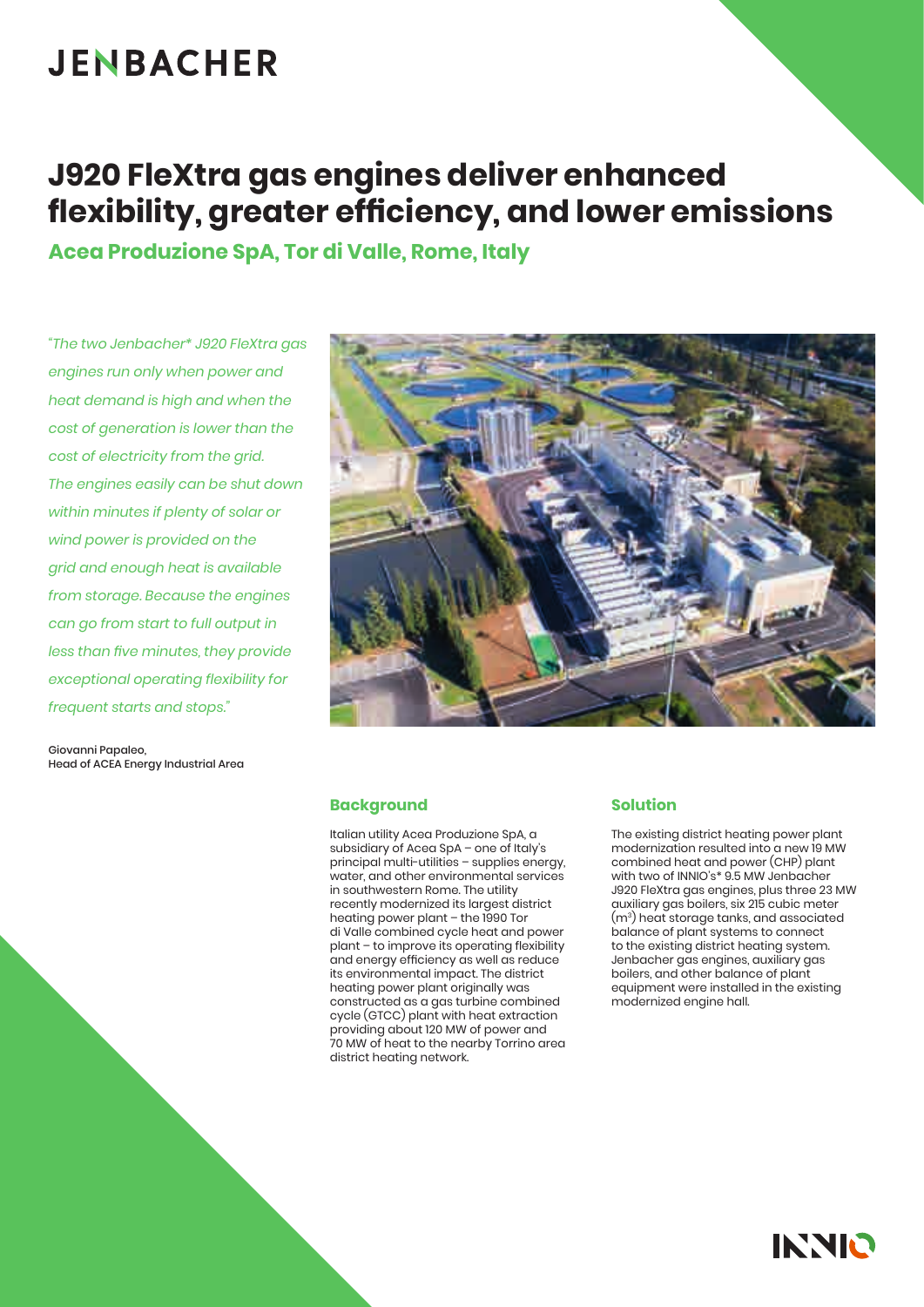# J920 FleXtra gas engines deliver enhanced flexibility, greater efficiency, and lower emissions

## Acea Produzione SpA, Tor di Valle, Rome, Italy

*"The two Jenbacher* J920 FleXtra gas engines run only when power and heat demand is high and when the cost of generation is lower than the cost of electricity from the grid. The engines easily can be shut down within minutes if plenty of solar or wind power is provided on the grid and enough heat is available from storage. Because the engines can go from start to full output in less than five minutes, they provide exceptional operating flexibility for frequent starts and stops."*

Giovanni Papaleo,
Head of ACEA Energy Industrial Area

### Background

Italian utility Acea Produzione SpA, a subsidiary of Acea SpA – one of Italy's principal multi-utilities – supplies energy, water, and other environmental services in southwestern Rome. The utility recently modernized its largest district heating power plant – the 1990 Tor di Valle combined cycle heat and power plant – to improve its operating flexibility and energy efficiency as well as reduce its environmental impact. The district heating power plant originally was constructed as a gas turbine combined cycle (GTCC) plant with heat extraction providing about 120 MW of power and 70 MW of heat to the nearby Torrino area district heating network.

### Solution

The existing district heating power plant modernization resulted into a new 19 MW combined heat and power (CHP) plant with two of INNIO's* 9.5 MW Jenbacher J920 FleXtra gas engines, plus three 23 MW auxiliary gas boilers, six 215 cubic meter ($m^3$) heat storage tanks, and associated balance of plant systems to connect to the existing district heating system. Jenbacher gas engines, auxiliary gas boilers, and other balance of plant equipment were installed in the existing modernized engine hall.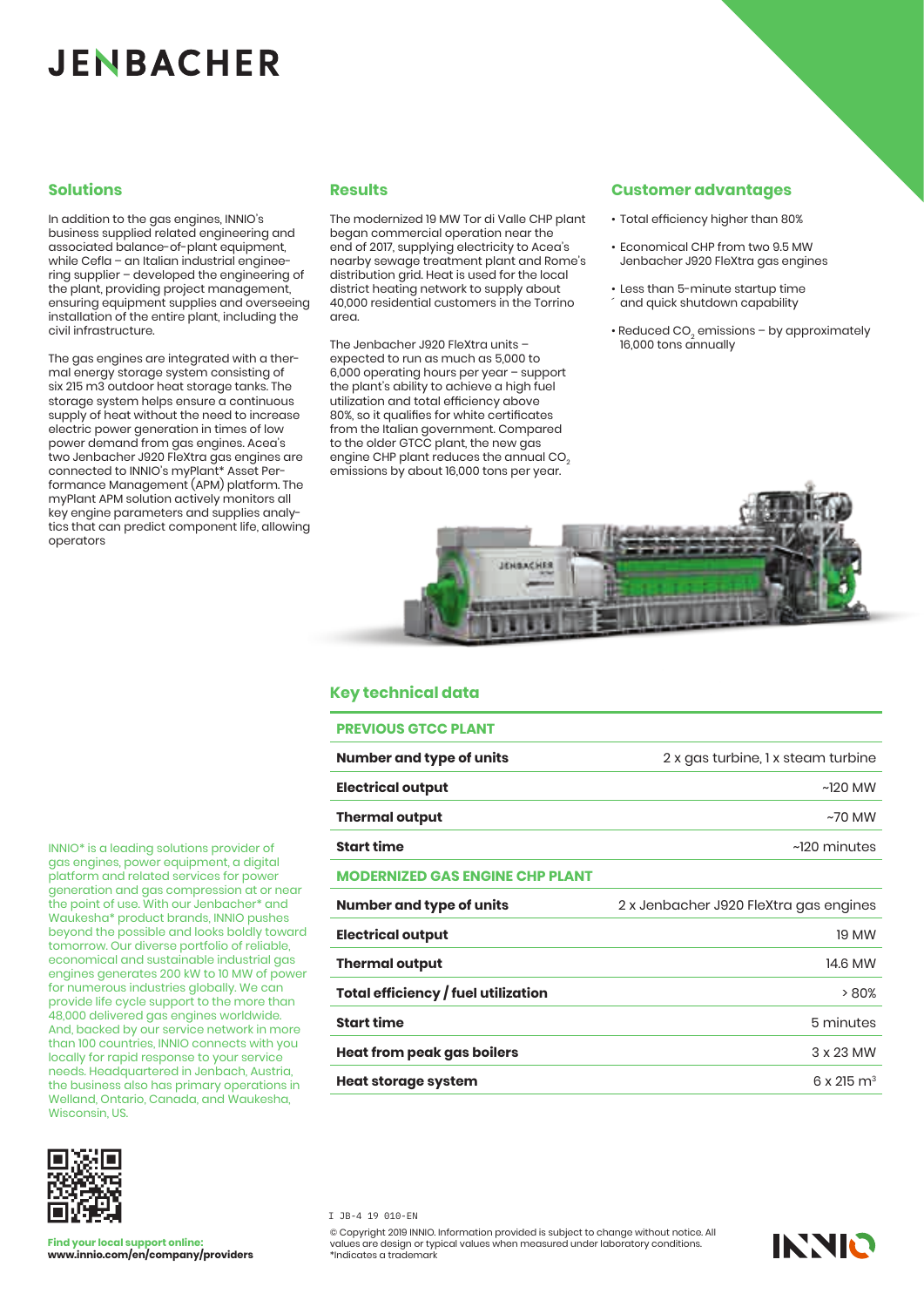# JENBACHER

## Solutions

In addition to the gas engines, INNIO's business supplied related engineering and associated balance-of-plant equipment, while Cefla – an Italian industrial engineering supplier – developed the engineering of the plant, providing project management, ensuring equipment supplies and overseeing installation of the entire plant, including the civil infrastructure.

The gas engines are integrated with a thermal energy storage system consisting of six 215 m3 outdoor heat storage tanks. The storage system helps ensure a continuous supply of heat without the need to increase electric power generation in times of low power demand from gas engines. Acea's two Jenbacher J920 FleXtra gas engines are connected to INNIO's myPlant* Asset Performance Management (APM) platform. The myPlant APM solution actively monitors all key engine parameters and supplies analytics that can predict component life, allowing operators

## Results

The modernized 19 MW Tor di Valle CHP plant began commercial operation near the end of 2017, supplying electricity to Acea's nearby sewage treatment plant and Rome's distribution grid. Heat is used for the local district heating network to supply about 40,000 residential customers in the Torrino area.

The Jenbacher J920 FleXtra units – expected to run as much as 5,000 to 6,000 operating hours per year – support the plant's ability to achieve a high fuel utilization and total efficiency above 80%, so it qualifies for white certificates from the Italian government. Compared to the older GTCC plant, the new gas engine CHP plant reduces the annual $CO_2$ emissions by about 16,000 tons per year.

## Customer advantages

- Total efficiency higher than 80%
- Economical CHP from two 9.5 MW Jenbacher J920 FleXtra gas engines
- Less than 5-minute startup time and quick shutdown capability
- Reduced $CO_2$ emissions – by approximately 16,000 tons annually

## Key technical data

| | |
|---|---|
| **PREVIOUS GTCC PLANT** | |
| **Number and type of units** | 2 x gas turbine, 1 x steam turbine |
| **Electrical output** | ~120 MW |
| **Thermal output** | ~70 MW |
| **Start time** | ~120 minutes |
| **MODERNIZED GAS ENGINE CHP PLANT** | |
| **Number and type of units** | 2 x Jenbacher J920 FleXtra gas engines |
| **Electrical output** | 19 MW |
| **Thermal output** | 14.6 MW |
| **Total efficiency / fuel utilization** | > 80% |
| **Start time** | 5 minutes |
| **Heat from peak gas boilers** | 3 x 23 MW |
| **Heat storage system** | 6 x 215 $m^3$ |

INNIO* is a leading solutions provider of gas engines, power equipment, a digital platform and related services for power generation and gas compression at or near the point of use. With our Jenbacher* and Waukesha* product brands, INNIO pushes beyond the possible and looks boldly toward tomorrow. Our diverse portfolio of reliable, economical and sustainable industrial gas engines generates 200 kW to 10 MW of power for numerous industries globally. We can provide life cycle support to the more than 48,000 delivered gas engines worldwide. And, backed by our service network in more than 100 countries, INNIO connects with you locally for rapid response to your service needs. Headquartered in Jenbach, Austria, the business also has primary operations in Welland, Ontario, Canada, and Waukesha, Wisconsin, US.

**Find your local support online:**
**www.innio.com/en/company/providers**

I JB-4 19 010-EN

© Copyright 2019 INNIO. Information provided is subject to change without notice. All values are design or typical values when measured under laboratory conditions.
*Indicates a trademark

INNIO